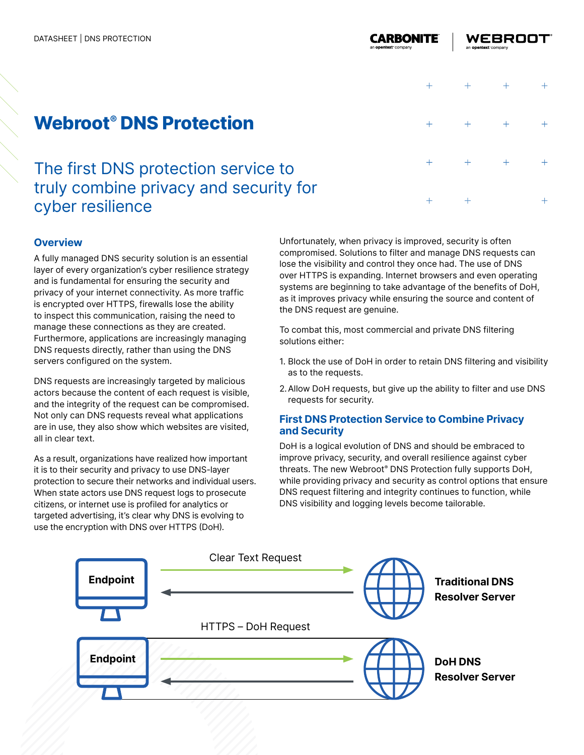DATASHEET | DNS PROTECTION

# Webroot® DNS Protection

## The first DNS protection service to truly combine privacy and security for cyber resilience

### Overview

A fully managed DNS security solution is an essential layer of every organization's cyber resilience strategy and is fundamental for ensuring the security and privacy of your internet connectivity. As more traffic is encrypted over HTTPS, firewalls lose the ability to inspect this communication, raising the need to manage these connections as they are created. Furthermore, applications are increasingly managing DNS requests directly, rather than using the DNS servers configured on the system.

DNS requests are increasingly targeted by malicious actors because the content of each request is visible, and the integrity of the request can be compromised. Not only can DNS requests reveal what applications are in use, they also show which websites are visited, all in clear text.

As a result, organizations have realized how important it is to their security and privacy to use DNS-layer protection to secure their networks and individual users. When state actors use DNS request logs to prosecute citizens, or internet use is profiled for analytics or targeted advertising, it's clear why DNS is evolving to use the encryption with DNS over HTTPS (DoH).

Unfortunately, when privacy is improved, security is often compromised. Solutions to filter and manage DNS requests can lose the visibility and control they once had. The use of DNS over HTTPS is expanding. Internet browsers and even operating systems are beginning to take advantage of the benefits of DoH, as it improves privacy while ensuring the source and content of the DNS request are genuine.

To combat this, most commercial and private DNS filtering solutions either:

1. Block the use of DoH in order to retain DNS filtering and visibility as to the requests.
2. Allow DoH requests, but give up the ability to filter and use DNS requests for security.

### First DNS Protection Service to Combine Privacy and Security

DoH is a logical evolution of DNS and should be embraced to improve privacy, security, and overall resilience against cyber threats. The new Webroot® DNS Protection fully supports DoH, while providing privacy and security as control options that ensure DNS request filtering and integrity continues to function, while DNS visibility and logging levels become tailorable.

Endpoint — Clear Text Request — Traditional DNS Resolver Server

Endpoint — HTTPS – DoH Request — DoH DNS Resolver Server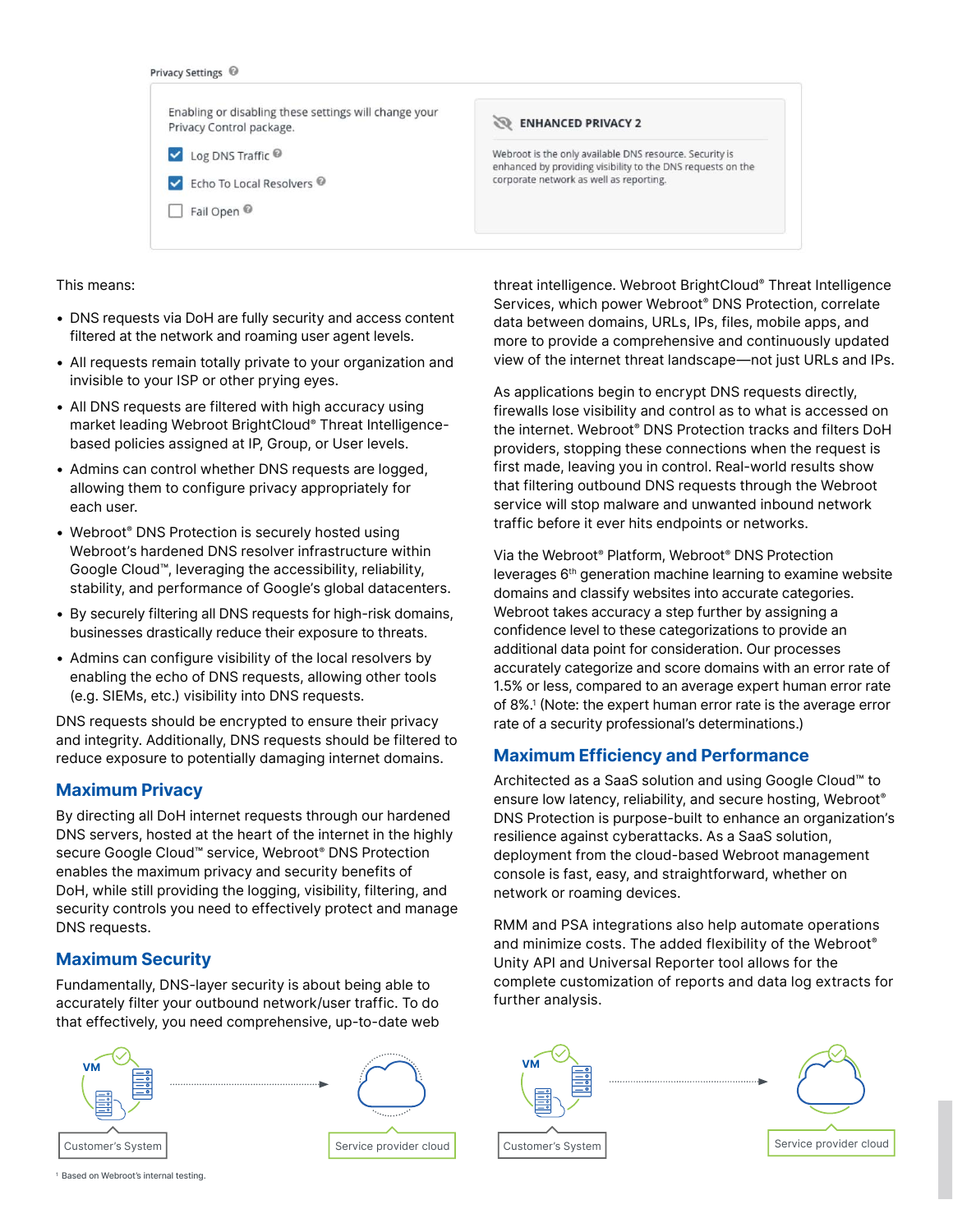Privacy Settings

Enabling or disabling these settings will change your Privacy Control package.

- [x] Log DNS Traffic
- [x] Echo To Local Resolvers
- [ ] Fail Open

**ENHANCED PRIVACY 2**

Webroot is the only available DNS resource. Security is enhanced by providing visibility to the DNS requests on the corporate network as well as reporting.

This means:

- DNS requests via DoH are fully security and access content filtered at the network and roaming user agent levels.
- All requests remain totally private to your organization and invisible to your ISP or other prying eyes.
- All DNS requests are filtered with high accuracy using market leading Webroot BrightCloud® Threat Intelligence-based policies assigned at IP, Group, or User levels.
- Admins can control whether DNS requests are logged, allowing them to configure privacy appropriately for each user.
- Webroot® DNS Protection is securely hosted using Webroot's hardened DNS resolver infrastructure within Google Cloud™, leveraging the accessibility, reliability, stability, and performance of Google's global datacenters.
- By securely filtering all DNS requests for high-risk domains, businesses drastically reduce their exposure to threats.
- Admins can configure visibility of the local resolvers by enabling the echo of DNS requests, allowing other tools (e.g. SIEMs, etc.) visibility into DNS requests.

DNS requests should be encrypted to ensure their privacy and integrity. Additionally, DNS requests should be filtered to reduce exposure to potentially damaging internet domains.

## Maximum Privacy

By directing all DoH internet requests through our hardened DNS servers, hosted at the heart of the internet in the highly secure Google Cloud™ service, Webroot® DNS Protection enables the maximum privacy and security benefits of DoH, while still providing the logging, visibility, filtering, and security controls you need to effectively protect and manage DNS requests.

## Maximum Security

Fundamentally, DNS-layer security is about being able to accurately filter your outbound network/user traffic. To do that effectively, you need comprehensive, up-to-date web threat intelligence. Webroot BrightCloud® Threat Intelligence Services, which power Webroot® DNS Protection, correlate data between domains, URLs, IPs, files, mobile apps, and more to provide a comprehensive and continuously updated view of the internet threat landscape—not just URLs and IPs.

As applications begin to encrypt DNS requests directly, firewalls lose visibility and control as to what is accessed on the internet. Webroot® DNS Protection tracks and filters DoH providers, stopping these connections when the request is first made, leaving you in control. Real-world results show that filtering outbound DNS requests through the Webroot service will stop malware and unwanted inbound network traffic before it ever hits endpoints or networks.

Via the Webroot® Platform, Webroot® DNS Protection leverages 6th generation machine learning to examine website domains and classify websites into accurate categories. Webroot takes accuracy a step further by assigning a confidence level to these categorizations to provide an additional data point for consideration. Our processes accurately categorize and score domains with an error rate of 1.5% or less, compared to an average expert human error rate of 8%.[1] (Note: the expert human error rate is the average error rate of a security professional's determinations.)

## Maximum Efficiency and Performance

Architected as a SaaS solution and using Google Cloud™ to ensure low latency, reliability, and secure hosting, Webroot® DNS Protection is purpose-built to enhance an organization's resilience against cyberattacks. As a SaaS solution, deployment from the cloud-based Webroot management console is fast, easy, and straightforward, whether on network or roaming devices.

RMM and PSA integrations also help automate operations and minimize costs. The added flexibility of the Webroot® Unity API and Universal Reporter tool allows for the complete customization of reports and data log extracts for further analysis.

VM — Customer's System → Service provider cloud

VM — Customer's System → Service provider cloud

[1] Based on Webroot's internal testing.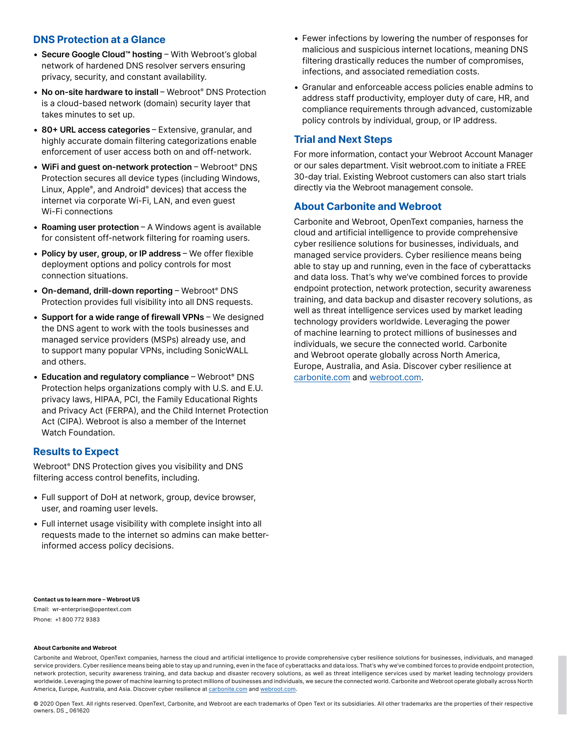## DNS Protection at a Glance

- **Secure Google Cloud™ hosting** – With Webroot's global network of hardened DNS resolver servers ensuring privacy, security, and constant availability.
- **No on-site hardware to install** – Webroot® DNS Protection is a cloud-based network (domain) security layer that takes minutes to set up.
- **80+ URL access categories** – Extensive, granular, and highly accurate domain filtering categorizations enable enforcement of user access both on and off-network.
- **WiFi and guest on-network protection** – Webroot® DNS Protection secures all device types (including Windows, Linux, Apple®, and Android® devices) that access the internet via corporate Wi-Fi, LAN, and even guest Wi-Fi connections
- **Roaming user protection** – A Windows agent is available for consistent off-network filtering for roaming users.
- **Policy by user, group, or IP address** – We offer flexible deployment options and policy controls for most connection situations.
- **On-demand, drill-down reporting** – Webroot® DNS Protection provides full visibility into all DNS requests.
- **Support for a wide range of firewall VPNs** – We designed the DNS agent to work with the tools businesses and managed service providers (MSPs) already use, and to support many popular VPNs, including SonicWALL and others.
- **Education and regulatory compliance** – Webroot® DNS Protection helps organizations comply with U.S. and E.U. privacy laws, HIPAA, PCI, the Family Educational Rights and Privacy Act (FERPA), and the Child Internet Protection Act (CIPA). Webroot is also a member of the Internet Watch Foundation.

## Results to Expect

Webroot® DNS Protection gives you visibility and DNS filtering access control benefits, including.

- Full support of DoH at network, group, device browser, user, and roaming user levels.
- Full internet usage visibility with complete insight into all requests made to the internet so admins can make better-informed access policy decisions.
- Fewer infections by lowering the number of responses for malicious and suspicious internet locations, meaning DNS filtering drastically reduces the number of compromises, infections, and associated remediation costs.
- Granular and enforceable access policies enable admins to address staff productivity, employer duty of care, HR, and compliance requirements through advanced, customizable policy controls by individual, group, or IP address.

## Trial and Next Steps

For more information, contact your Webroot Account Manager or our sales department. Visit webroot.com to initiate a FREE 30-day trial. Existing Webroot customers can also start trials directly via the Webroot management console.

## About Carbonite and Webroot

Carbonite and Webroot, OpenText companies, harness the cloud and artificial intelligence to provide comprehensive cyber resilience solutions for businesses, individuals, and managed service providers. Cyber resilience means being able to stay up and running, even in the face of cyberattacks and data loss. That's why we've combined forces to provide endpoint protection, network protection, security awareness training, and data backup and disaster recovery solutions, as well as threat intelligence services used by market leading technology providers worldwide. Leveraging the power of machine learning to protect millions of businesses and individuals, we secure the connected world. Carbonite and Webroot operate globally across North America, Europe, Australia, and Asia. Discover cyber resilience at [carbonite.com](carbonite.com) and [webroot.com](webroot.com).

**Contact us to learn more – Webroot US**

Email: wr-enterprise@opentext.com

Phone: +1 800 772 9383

**About Carbonite and Webroot**

Carbonite and Webroot, OpenText companies, harness the cloud and artificial intelligence to provide comprehensive cyber resilience solutions for businesses, individuals, and managed service providers. Cyber resilience means being able to stay up and running, even in the face of cyberattacks and data loss. That's why we've combined forces to provide endpoint protection, network protection, security awareness training, and data backup and disaster recovery solutions, as well as threat intelligence services used by market leading technology providers worldwide. Leveraging the power of machine learning to protect millions of businesses and individuals, we secure the connected world. Carbonite and Webroot operate globally across North America, Europe, Australia, and Asia. Discover cyber resilience at [carbonite.com](carbonite.com) and [webroot.com](webroot.com).

© 2020 Open Text. All rights reserved. OpenText, Carbonite, and Webroot are each trademarks of Open Text or its subsidiaries. All other trademarks are the properties of their respective owners. DS _ 061620